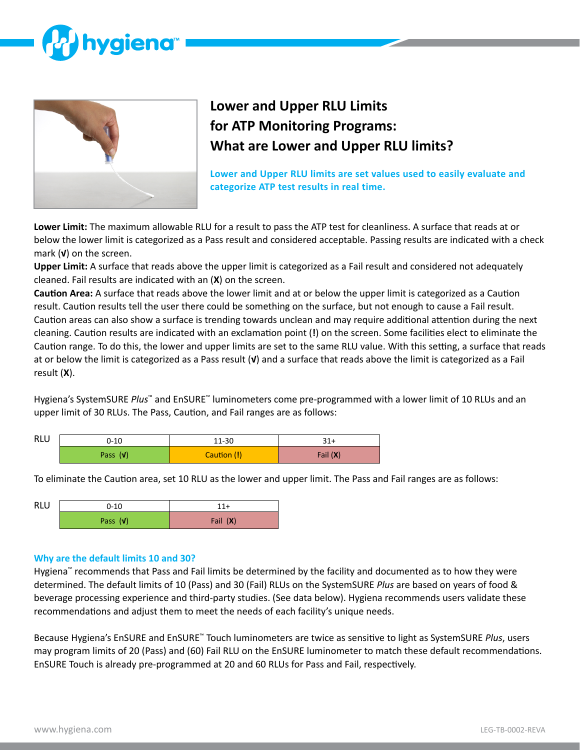# Lower and Upper RLU Limits for ATP Monitoring Programs: What are Lower and Upper RLU limits?

**Lower and Upper RLU limits are set values used to easily evaluate and categorize ATP test results in real time.**

**Lower Limit:** The maximum allowable RLU for a result to pass the ATP test for cleanliness. A surface that reads at or below the lower limit is categorized as a Pass result and considered acceptable. Passing results are indicated with a check mark (**√**) on the screen.

**Upper Limit:** A surface that reads above the upper limit is categorized as a Fail result and considered not adequately cleaned. Fail results are indicated with an (**X**) on the screen.

**Caution Area:** A surface that reads above the lower limit and at or below the upper limit is categorized as a Caution result. Caution results tell the user there could be something on the surface, but not enough to cause a Fail result. Caution areas can also show a surface is trending towards unclean and may require additional attention during the next cleaning. Caution results are indicated with an exclamation point (**!**) on the screen. Some facilities elect to eliminate the Caution range. To do this, the lower and upper limits are set to the same RLU value. With this setting, a surface that reads at or below the limit is categorized as a Pass result (**√**) and a surface that reads above the limit is categorized as a Fail result (**X**).

Hygiena's SystemSURE *Plus*™ and EnSURE™ luminometers come pre-programmed with a lower limit of 10 RLUs and an upper limit of 30 RLUs. The Pass, Caution, and Fail ranges are as follows:

| RLU | 0-10 | 11-30 | 31+ |
|---|---|---|---|
| | Pass (**√**) | Caution (**!**) | Fail (**X**) |

To eliminate the Caution area, set 10 RLU as the lower and upper limit. The Pass and Fail ranges are as follows:

| RLU | 0-10 | 11+ |
|---|---|---|
| | Pass (**√**) | Fail (**X**) |

### Why are the default limits 10 and 30?

Hygiena™ recommends that Pass and Fail limits be determined by the facility and documented as to how they were determined. The default limits of 10 (Pass) and 30 (Fail) RLUs on the SystemSURE *Plus* are based on years of food & beverage processing experience and third-party studies. (See data below). Hygiena recommends users validate these recommendations and adjust them to meet the needs of each facility's unique needs.

Because Hygiena's EnSURE and EnSURE™ Touch luminometers are twice as sensitive to light as SystemSURE *Plus*, users may program limits of 20 (Pass) and (60) Fail RLU on the EnSURE luminometer to match these default recommendations. EnSURE Touch is already pre-programmed at 20 and 60 RLUs for Pass and Fail, respectively.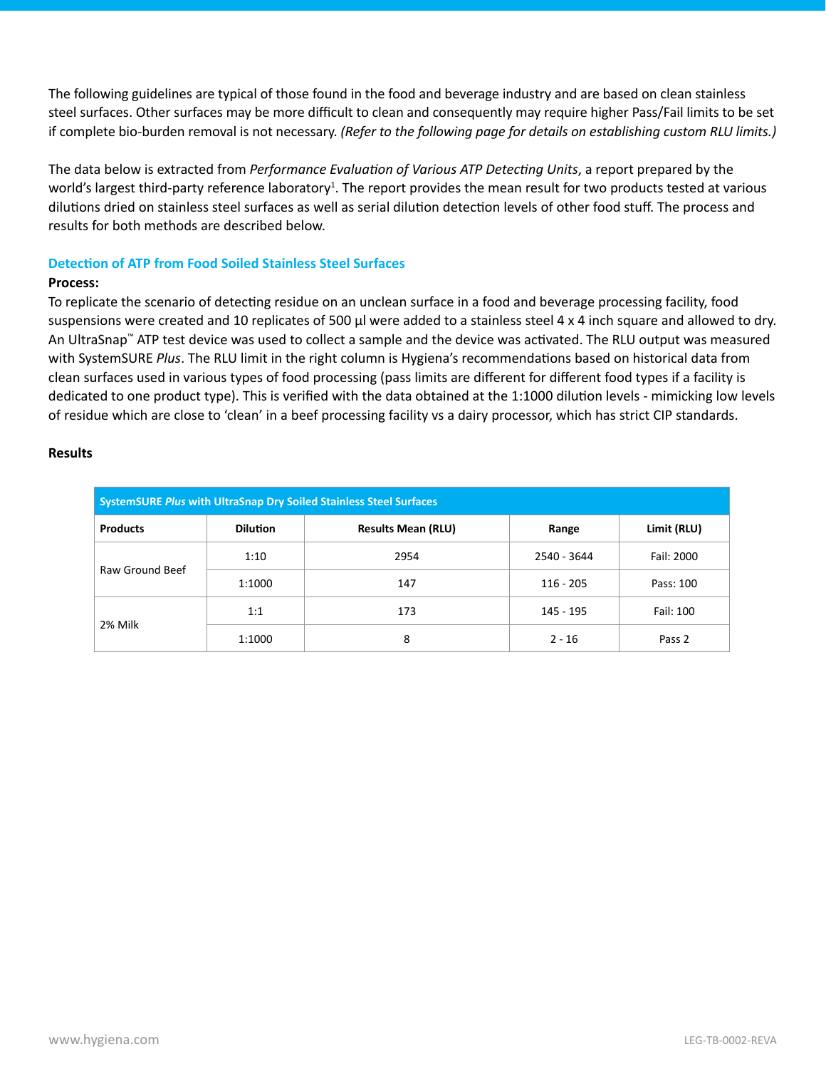The following guidelines are typical of those found in the food and beverage industry and are based on clean stainless steel surfaces. Other surfaces may be more difficult to clean and consequently may require higher Pass/Fail limits to be set if complete bio-burden removal is not necessary. *(Refer to the following page for details on establishing custom RLU limits.)*

The data below is extracted from *Performance Evaluation of Various ATP Detecting Units*, a report prepared by the world's largest third-party reference laboratory[1]. The report provides the mean result for two products tested at various dilutions dried on stainless steel surfaces as well as serial dilution detection levels of other food stuff. The process and results for both methods are described below.

## Detection of ATP from Food Soiled Stainless Steel Surfaces

**Process:**

To replicate the scenario of detecting residue on an unclean surface in a food and beverage processing facility, food suspensions were created and 10 replicates of 500 µl were added to a stainless steel 4 x 4 inch square and allowed to dry. An UltraSnap™ ATP test device was used to collect a sample and the device was activated. The RLU output was measured with SystemSURE *Plus*. The RLU limit in the right column is Hygiena's recommendations based on historical data from clean surfaces used in various types of food processing (pass limits are different for different food types if a facility is dedicated to one product type). This is verified with the data obtained at the 1:1000 dilution levels - mimicking low levels of residue which are close to 'clean' in a beef processing facility vs a dairy processor, which has strict CIP standards.

**Results**

| SystemSURE *Plus* with UltraSnap Dry Soiled Stainless Steel Surfaces | | | | |
|---|---|---|---|---|
| **Products** | **Dilution** | **Results Mean (RLU)** | **Range** | **Limit (RLU)** |
| Raw Ground Beef | 1:10 | 2954 | 2540 - 3644 | Fail: 2000 |
| | 1:1000 | 147 | 116 - 205 | Pass: 100 |
| 2% Milk | 1:1 | 173 | 145 - 195 | Fail: 100 |
| | 1:1000 | 8 | 2 - 16 | Pass 2 |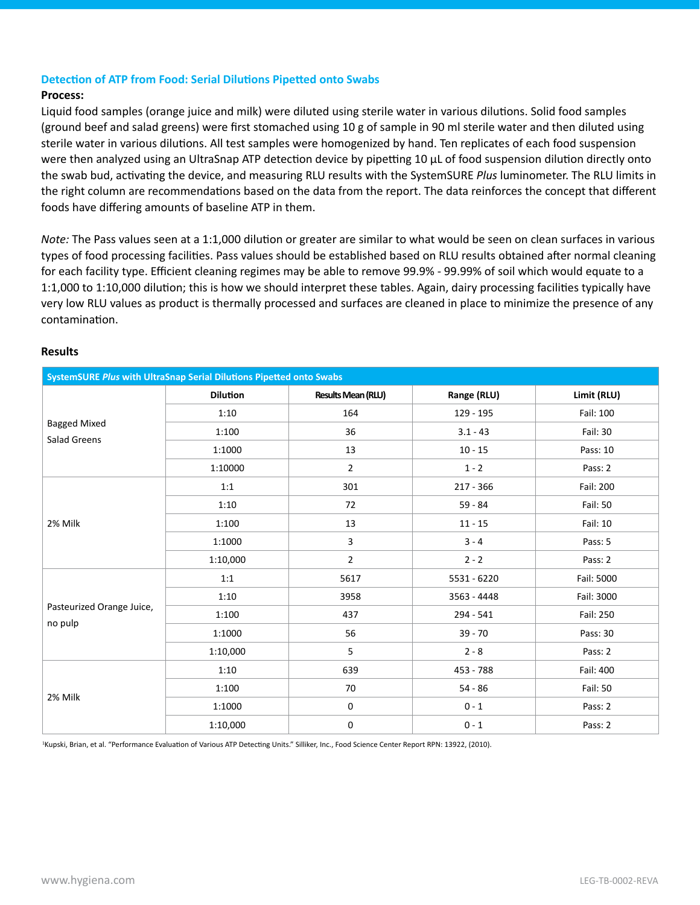### Detection of ATP from Food: Serial Dilutions Pipetted onto Swabs

**Process:**

Liquid food samples (orange juice and milk) were diluted using sterile water in various dilutions. Solid food samples (ground beef and salad greens) were first stomached using 10 g of sample in 90 ml sterile water and then diluted using sterile water in various dilutions. All test samples were homogenized by hand. Ten replicates of each food suspension were then analyzed using an UltraSnap ATP detection device by pipetting 10 µL of food suspension dilution directly onto the swab bud, activating the device, and measuring RLU results with the SystemSURE *Plus* luminometer. The RLU limits in the right column are recommendations based on the data from the report. The data reinforces the concept that different foods have differing amounts of baseline ATP in them.

*Note:* The Pass values seen at a 1:1,000 dilution or greater are similar to what would be seen on clean surfaces in various types of food processing facilities. Pass values should be established based on RLU results obtained after normal cleaning for each facility type. Efficient cleaning regimes may be able to remove 99.9% - 99.99% of soil which would equate to a 1:1,000 to 1:10,000 dilution; this is how we should interpret these tables. Again, dairy processing facilities typically have very low RLU values as product is thermally processed and surfaces are cleaned in place to minimize the presence of any contamination.

**Results**

| SystemSURE *Plus* with UltraSnap Serial Dilutions Pipetted onto Swabs | | | | |
|---|---|---|---|---|
| | **Dilution** | **Results Mean (RLU)** | **Range (RLU)** | **Limit (RLU)** |
| Bagged Mixed Salad Greens | 1:10 | 164 | 129 - 195 | Fail: 100 |
| | 1:100 | 36 | 3.1 - 43 | Fail: 30 |
| | 1:1000 | 13 | 10 - 15 | Pass: 10 |
| | 1:10000 | 2 | 1 - 2 | Pass: 2 |
| 2% Milk | 1:1 | 301 | 217 - 366 | Fail: 200 |
| | 1:10 | 72 | 59 - 84 | Fail: 50 |
| | 1:100 | 13 | 11 - 15 | Fail: 10 |
| | 1:1000 | 3 | 3 - 4 | Pass: 5 |
| | 1:10,000 | 2 | 2 - 2 | Pass: 2 |
| Pasteurized Orange Juice, no pulp | 1:1 | 5617 | 5531 - 6220 | Fail: 5000 |
| | 1:10 | 3958 | 3563 - 4448 | Fail: 3000 |
| | 1:100 | 437 | 294 - 541 | Fail: 250 |
| | 1:1000 | 56 | 39 - 70 | Pass: 30 |
| | 1:10,000 | 5 | 2 - 8 | Pass: 2 |
| 2% Milk | 1:10 | 639 | 453 - 788 | Fail: 400 |
| | 1:100 | 70 | 54 - 86 | Fail: 50 |
| | 1:1000 | 0 | 0 - 1 | Pass: 2 |
| | 1:10,000 | 0 | 0 - 1 | Pass: 2 |

[1]Kupski, Brian, et al. "Performance Evaluation of Various ATP Detecting Units." Silliker, Inc., Food Science Center Report RPN: 13922, (2010).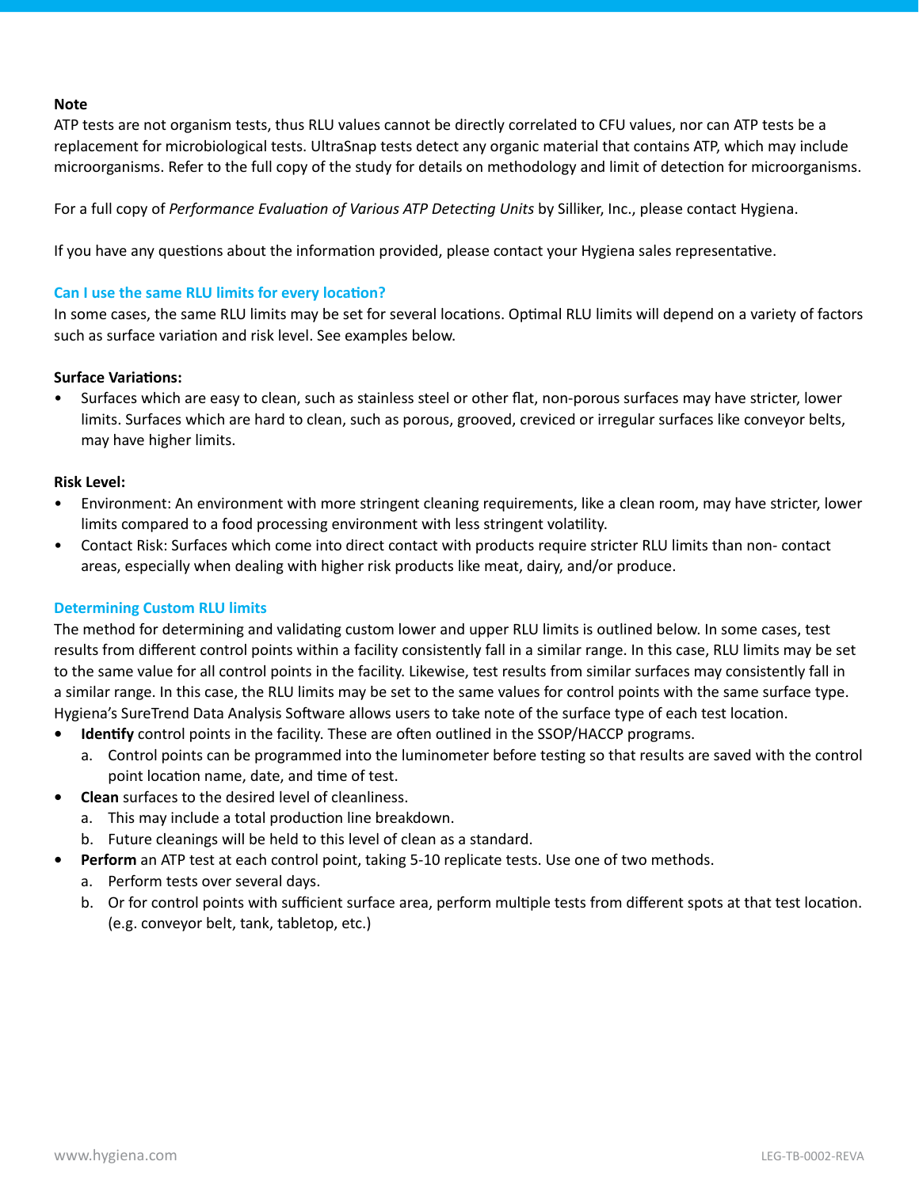**Note**

ATP tests are not organism tests, thus RLU values cannot be directly correlated to CFU values, nor can ATP tests be a replacement for microbiological tests. UltraSnap tests detect any organic material that contains ATP, which may include microorganisms. Refer to the full copy of the study for details on methodology and limit of detection for microorganisms.

For a full copy of *Performance Evaluation of Various ATP Detecting Units* by Silliker, Inc., please contact Hygiena.

If you have any questions about the information provided, please contact your Hygiena sales representative.

### Can I use the same RLU limits for every location?

In some cases, the same RLU limits may be set for several locations. Optimal RLU limits will depend on a variety of factors such as surface variation and risk level. See examples below.

**Surface Variations:**

- Surfaces which are easy to clean, such as stainless steel or other flat, non-porous surfaces may have stricter, lower limits. Surfaces which are hard to clean, such as porous, grooved, creviced or irregular surfaces like conveyor belts, may have higher limits.

**Risk Level:**

- Environment: An environment with more stringent cleaning requirements, like a clean room, may have stricter, lower limits compared to a food processing environment with less stringent volatility.
- Contact Risk: Surfaces which come into direct contact with products require stricter RLU limits than non- contact areas, especially when dealing with higher risk products like meat, dairy, and/or produce.

### Determining Custom RLU limits

The method for determining and validating custom lower and upper RLU limits is outlined below. In some cases, test results from different control points within a facility consistently fall in a similar range. In this case, RLU limits may be set to the same value for all control points in the facility. Likewise, test results from similar surfaces may consistently fall in a similar range. In this case, the RLU limits may be set to the same values for control points with the same surface type. Hygiena's SureTrend Data Analysis Software allows users to take note of the surface type of each test location.

- **Identify** control points in the facility. These are often outlined in the SSOP/HACCP programs.
  a. Control points can be programmed into the luminometer before testing so that results are saved with the control point location name, date, and time of test.
- **Clean** surfaces to the desired level of cleanliness.
  a. This may include a total production line breakdown.
  b. Future cleanings will be held to this level of clean as a standard.
- **Perform** an ATP test at each control point, taking 5-10 replicate tests. Use one of two methods.
  a. Perform tests over several days.
  b. Or for control points with sufficient surface area, perform multiple tests from different spots at that test location. (e.g. conveyor belt, tank, tabletop, etc.)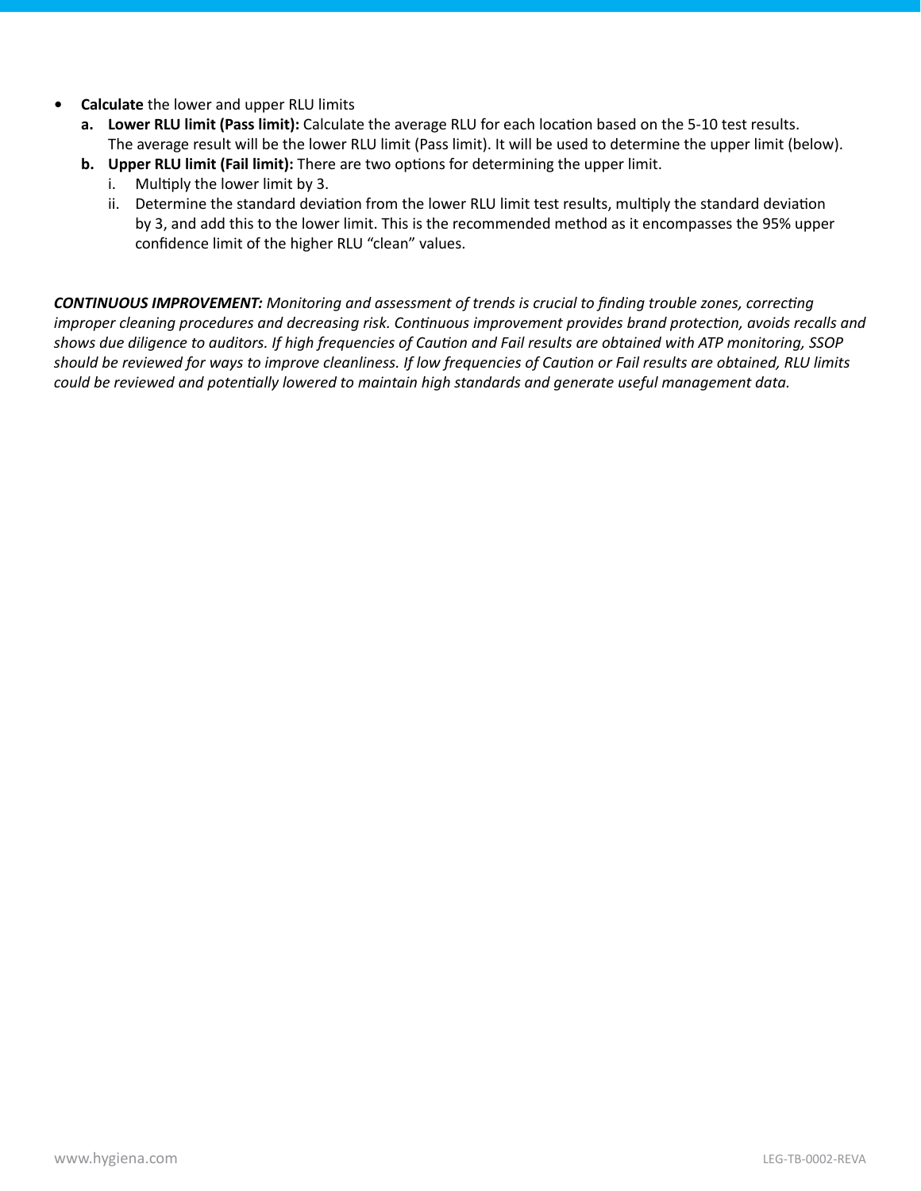- **Calculate** the lower and upper RLU limits
  - **a. Lower RLU limit (Pass limit):** Calculate the average RLU for each location based on the 5-10 test results. The average result will be the lower RLU limit (Pass limit). It will be used to determine the upper limit (below).
  - **b. Upper RLU limit (Fail limit):** There are two options for determining the upper limit.
    - i. Multiply the lower limit by 3.
    - ii. Determine the standard deviation from the lower RLU limit test results, multiply the standard deviation by 3, and add this to the lower limit. This is the recommended method as it encompasses the 95% upper confidence limit of the higher RLU "clean" values.

***CONTINUOUS IMPROVEMENT:*** *Monitoring and assessment of trends is crucial to finding trouble zones, correcting improper cleaning procedures and decreasing risk. Continuous improvement provides brand protection, avoids recalls and shows due diligence to auditors. If high frequencies of Caution and Fail results are obtained with ATP monitoring, SSOP should be reviewed for ways to improve cleanliness. If low frequencies of Caution or Fail results are obtained, RLU limits could be reviewed and potentially lowered to maintain high standards and generate useful management data.*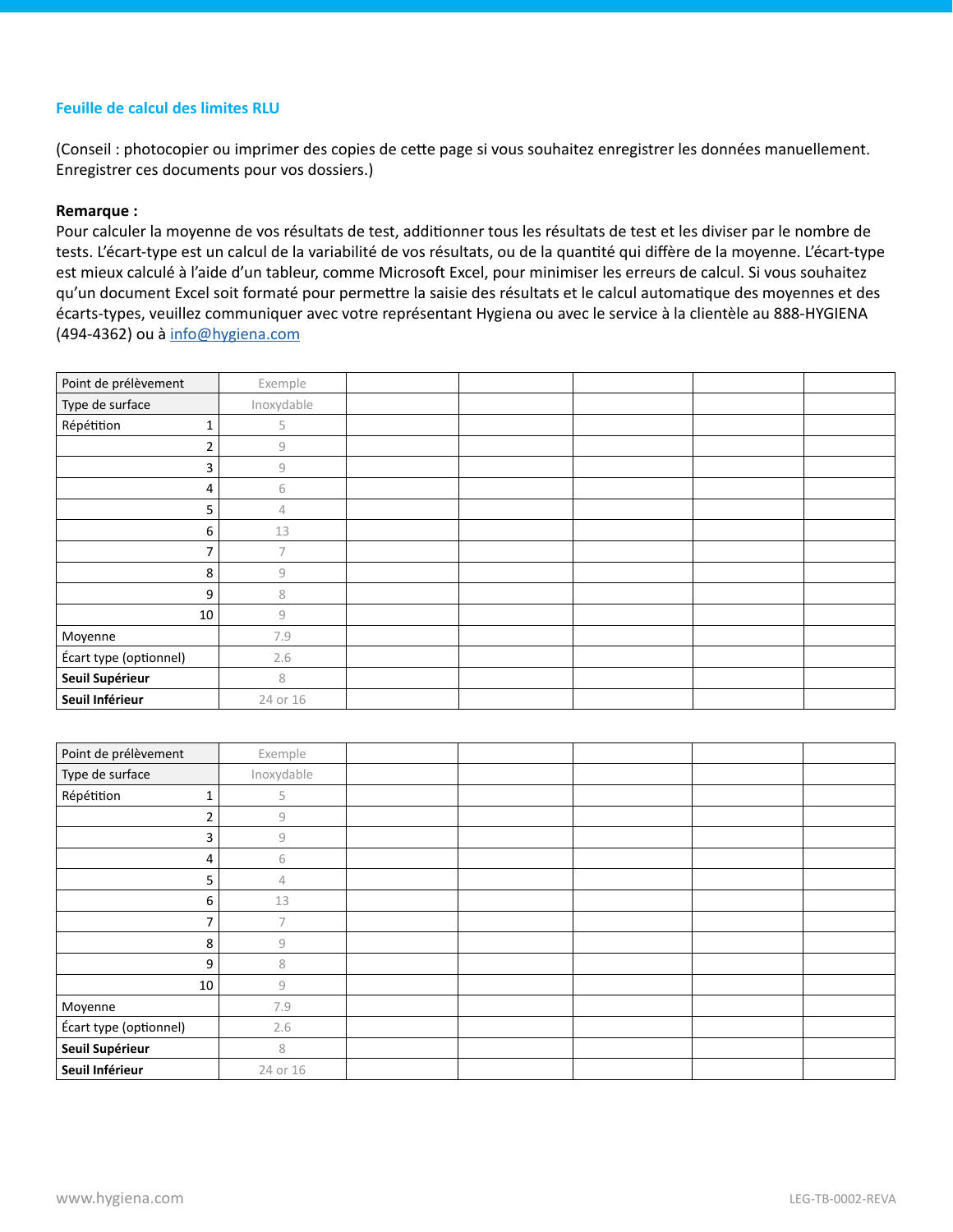## Feuille de calcul des limites RLU

(Conseil : photocopier ou imprimer des copies de cette page si vous souhaitez enregistrer les données manuellement. Enregistrer ces documents pour vos dossiers.)

**Remarque :**
Pour calculer la moyenne de vos résultats de test, additionner tous les résultats de test et les diviser par le nombre de tests. L'écart-type est un calcul de la variabilité de vos résultats, ou de la quantité qui diffère de la moyenne. L'écart-type est mieux calculé à l'aide d'un tableur, comme Microsoft Excel, pour minimiser les erreurs de calcul. Si vous souhaitez qu'un document Excel soit formaté pour permettre la saisie des résultats et le calcul automatique des moyennes et des écarts-types, veuillez communiquer avec votre représentant Hygiena ou avec le service à la clientèle au 888-HYGIENA (494-4362) ou à info@hygiena.com

| | | | | | | | |
|---|---|---|---|---|---|---|---|
| Point de prélèvement | | Exemple | | | | | |
| Type de surface | | Inoxydable | | | | | |
| Répétition | 1 | 5 | | | | | |
| | 2 | 9 | | | | | |
| | 3 | 9 | | | | | |
| | 4 | 6 | | | | | |
| | 5 | 4 | | | | | |
| | 6 | 13 | | | | | |
| | 7 | 7 | | | | | |
| | 8 | 9 | | | | | |
| | 9 | 8 | | | | | |
| | 10 | 9 | | | | | |
| Moyenne | | 7.9 | | | | | |
| Écart type (optionnel) | | 2.6 | | | | | |
| **Seuil Supérieur** | | 8 | | | | | |
| **Seuil Inférieur** | | 24 or 16 | | | | | |

| | | | | | | | |
|---|---|---|---|---|---|---|---|
| Point de prélèvement | | Exemple | | | | | |
| Type de surface | | Inoxydable | | | | | |
| Répétition | 1 | 5 | | | | | |
| | 2 | 9 | | | | | |
| | 3 | 9 | | | | | |
| | 4 | 6 | | | | | |
| | 5 | 4 | | | | | |
| | 6 | 13 | | | | | |
| | 7 | 7 | | | | | |
| | 8 | 9 | | | | | |
| | 9 | 8 | | | | | |
| | 10 | 9 | | | | | |
| Moyenne | | 7.9 | | | | | |
| Écart type (optionnel) | | 2.6 | | | | | |
| **Seuil Supérieur** | | 8 | | | | | |
| **Seuil Inférieur** | | 24 or 16 | | | | | |

www.hygiena.com

LEG-TB-0002-REVA